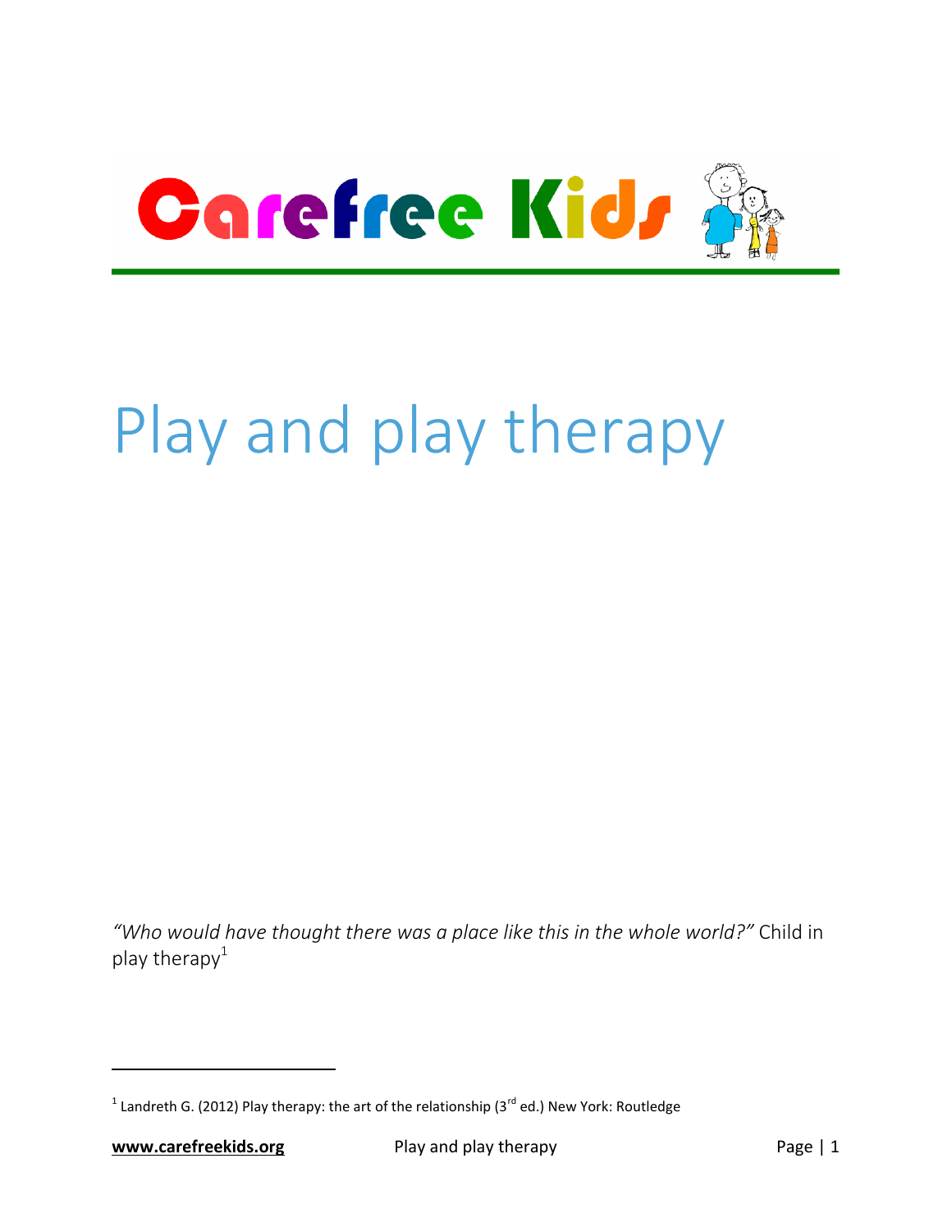Carefree Kids

# Play and play therapy

*"Who would have thought there was a place like this in the whole world?"* Child in play therapy[1]

[1] Landreth G. (2012) Play therapy: the art of the relationship (3rd ed.) New York: Routledge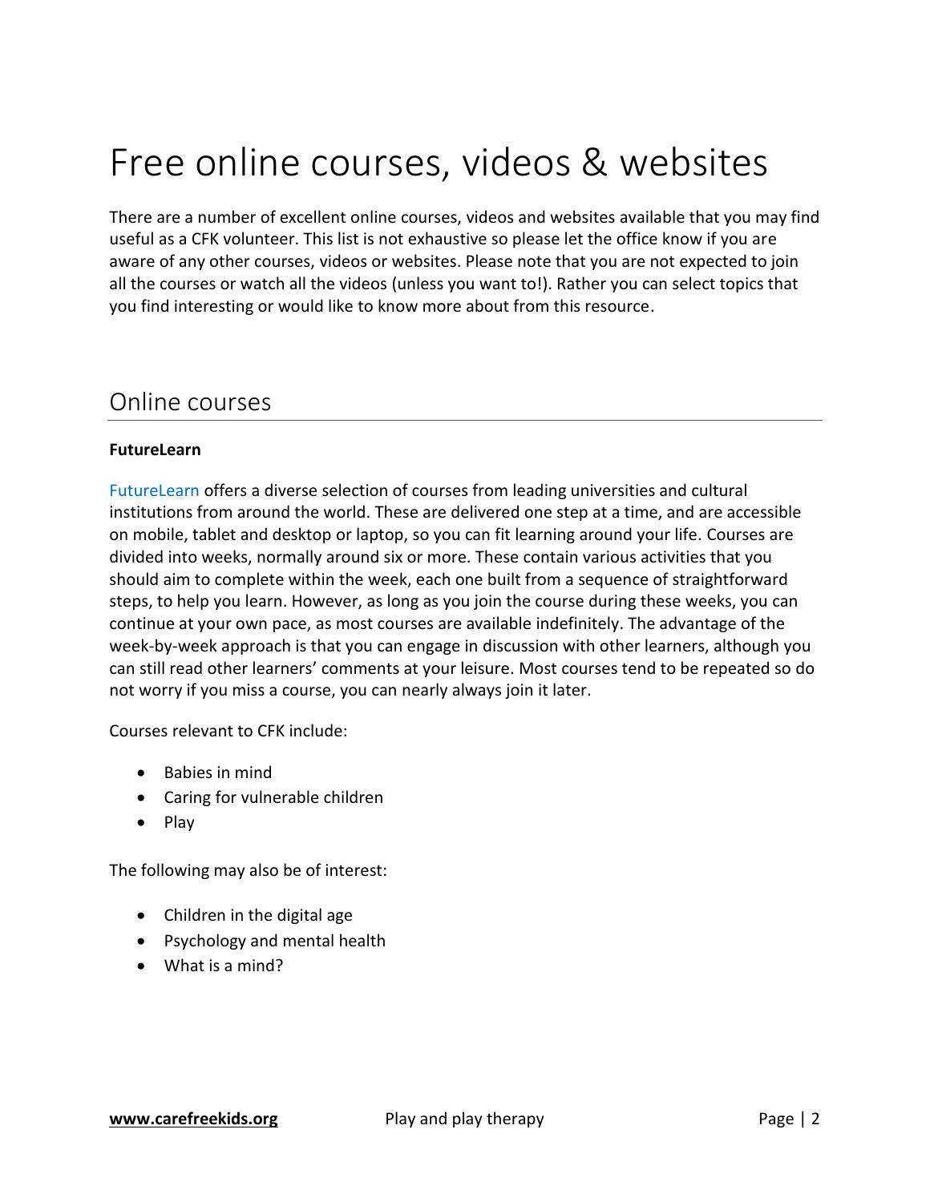# Free online courses, videos & websites

There are a number of excellent online courses, videos and websites available that you may find useful as a CFK volunteer. This list is not exhaustive so please let the office know if you are aware of any other courses, videos or websites. Please note that you are not expected to join all the courses or watch all the videos (unless you want to!). Rather you can select topics that you find interesting or would like to know more about from this resource.

## Online courses

**FutureLearn**

FutureLearn offers a diverse selection of courses from leading universities and cultural institutions from around the world. These are delivered one step at a time, and are accessible on mobile, tablet and desktop or laptop, so you can fit learning around your life. Courses are divided into weeks, normally around six or more. These contain various activities that you should aim to complete within the week, each one built from a sequence of straightforward steps, to help you learn. However, as long as you join the course during these weeks, you can continue at your own pace, as most courses are available indefinitely. The advantage of the week-by-week approach is that you can engage in discussion with other learners, although you can still read other learners' comments at your leisure. Most courses tend to be repeated so do not worry if you miss a course, you can nearly always join it later.

Courses relevant to CFK include:

- Babies in mind
- Caring for vulnerable children
- Play

The following may also be of interest:

- Children in the digital age
- Psychology and mental health
- What is a mind?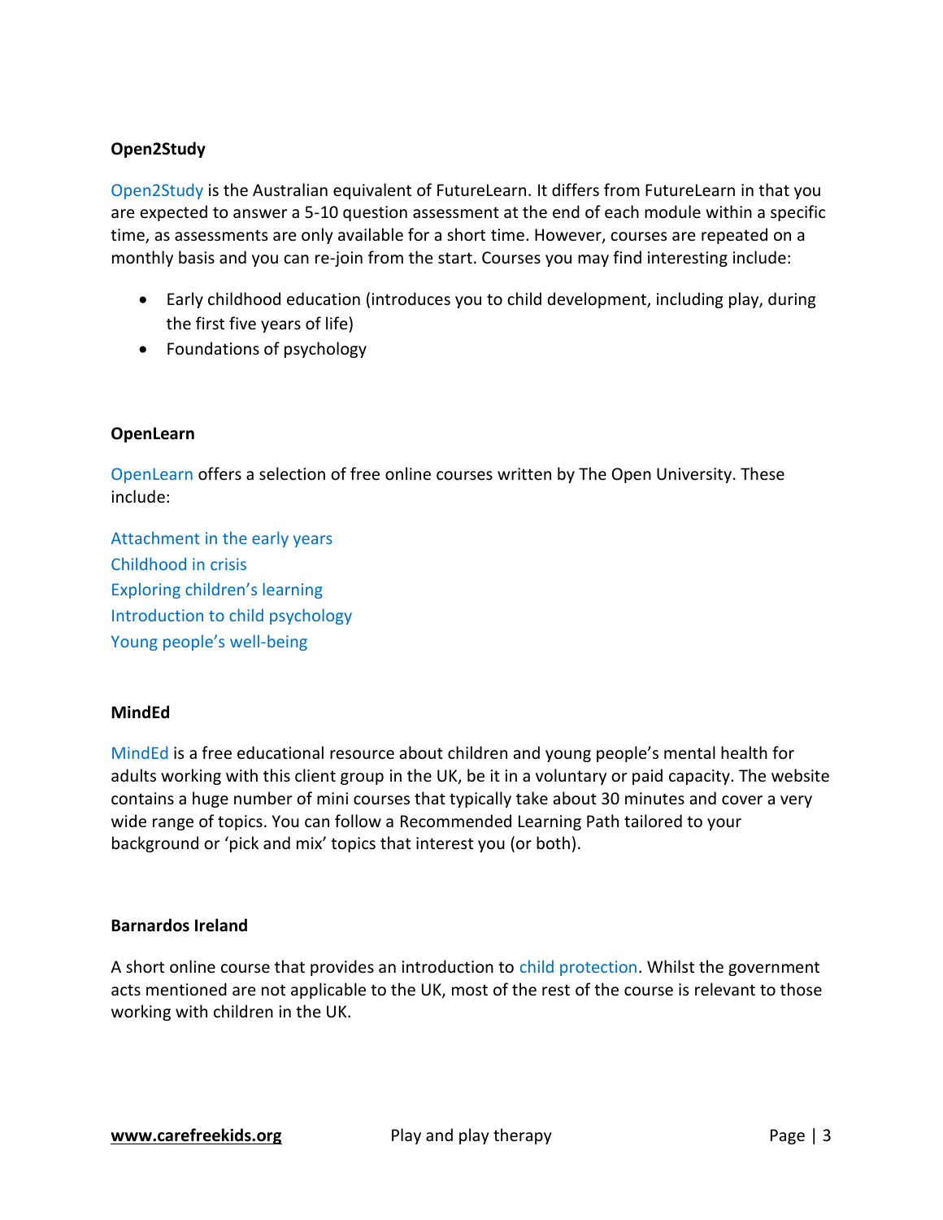**Open2Study**

Open2Study is the Australian equivalent of FutureLearn. It differs from FutureLearn in that you are expected to answer a 5-10 question assessment at the end of each module within a specific time, as assessments are only available for a short time. However, courses are repeated on a monthly basis and you can re-join from the start. Courses you may find interesting include:

- Early childhood education (introduces you to child development, including play, during the first five years of life)
- Foundations of psychology

**OpenLearn**

OpenLearn offers a selection of free online courses written by The Open University. These include:

Attachment in the early years
Childhood in crisis
Exploring children's learning
Introduction to child psychology
Young people's well-being

**MindEd**

MindEd is a free educational resource about children and young people's mental health for adults working with this client group in the UK, be it in a voluntary or paid capacity. The website contains a huge number of mini courses that typically take about 30 minutes and cover a very wide range of topics. You can follow a Recommended Learning Path tailored to your background or 'pick and mix' topics that interest you (or both).

**Barnardos Ireland**

A short online course that provides an introduction to child protection. Whilst the government acts mentioned are not applicable to the UK, most of the rest of the course is relevant to those working with children in the UK.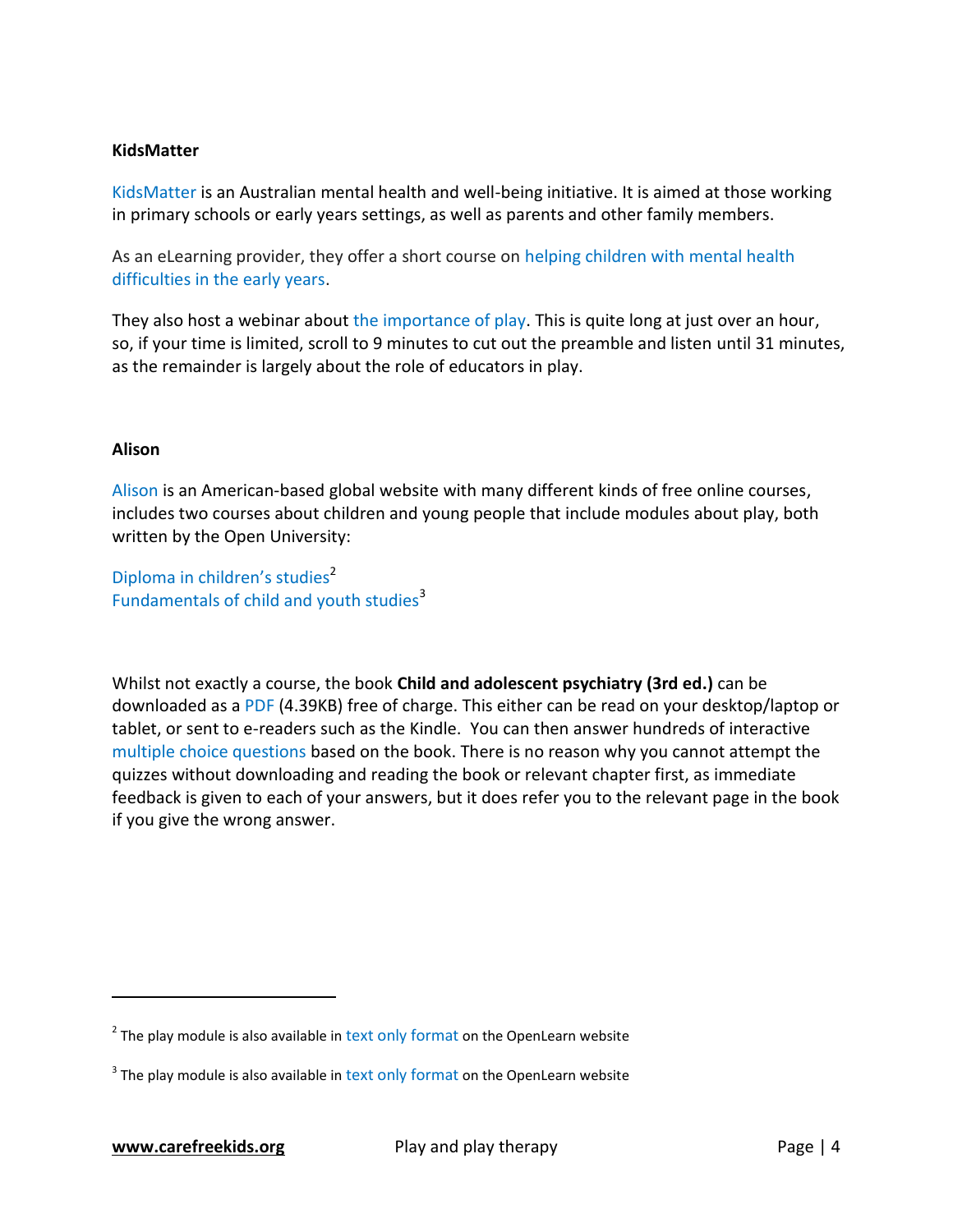**KidsMatter**

KidsMatter is an Australian mental health and well-being initiative. It is aimed at those working in primary schools or early years settings, as well as parents and other family members.

As an eLearning provider, they offer a short course on helping children with mental health difficulties in the early years.

They also host a webinar about the importance of play. This is quite long at just over an hour, so, if your time is limited, scroll to 9 minutes to cut out the preamble and listen until 31 minutes, as the remainder is largely about the role of educators in play.

**Alison**

Alison is an American-based global website with many different kinds of free online courses, includes two courses about children and young people that include modules about play, both written by the Open University:

Diploma in children's studies[2]
Fundamentals of child and youth studies[3]

Whilst not exactly a course, the book **Child and adolescent psychiatry (3rd ed.)** can be downloaded as a PDF (4.39KB) free of charge. This either can be read on your desktop/laptop or tablet, or sent to e-readers such as the Kindle. You can then answer hundreds of interactive multiple choice questions based on the book. There is no reason why you cannot attempt the quizzes without downloading and reading the book or relevant chapter first, as immediate feedback is given to each of your answers, but it does refer you to the relevant page in the book if you give the wrong answer.

---

[2] The play module is also available in text only format on the OpenLearn website

[3] The play module is also available in text only format on the OpenLearn website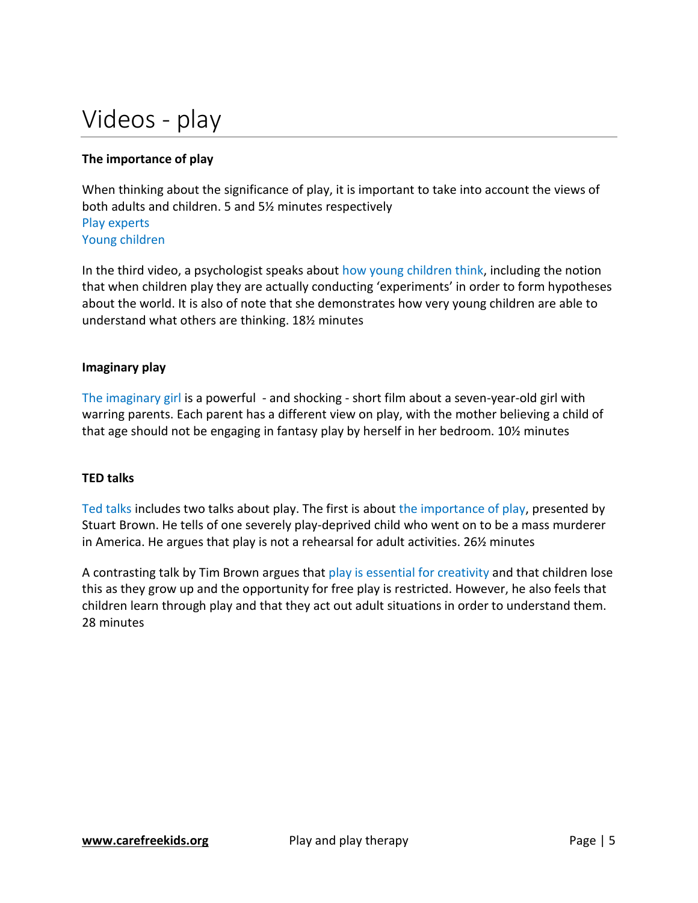# Videos - play

**The importance of play**

When thinking about the significance of play, it is important to take into account the views of both adults and children. 5 and 5½ minutes respectively
Play experts
Young children

In the third video, a psychologist speaks about how young children think, including the notion that when children play they are actually conducting 'experiments' in order to form hypotheses about the world. It is also of note that she demonstrates how very young children are able to understand what others are thinking. 18½ minutes

**Imaginary play**

The imaginary girl is a powerful - and shocking - short film about a seven-year-old girl with warring parents. Each parent has a different view on play, with the mother believing a child of that age should not be engaging in fantasy play by herself in her bedroom. 10½ minutes

**TED talks**

Ted talks includes two talks about play. The first is about the importance of play, presented by Stuart Brown. He tells of one severely play-deprived child who went on to be a mass murderer in America. He argues that play is not a rehearsal for adult activities. 26½ minutes

A contrasting talk by Tim Brown argues that play is essential for creativity and that children lose this as they grow up and the opportunity for free play is restricted. However, he also feels that children learn through play and that they act out adult situations in order to understand them. 28 minutes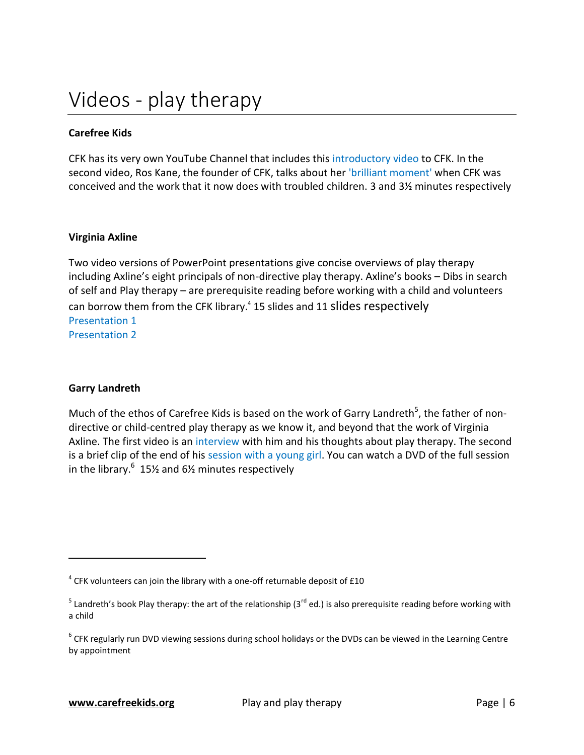# Videos - play therapy

**Carefree Kids**

CFK has its very own YouTube Channel that includes this introductory video to CFK. In the second video, Ros Kane, the founder of CFK, talks about her 'brilliant moment' when CFK was conceived and the work that it now does with troubled children. 3 and 3½ minutes respectively

**Virginia Axline**

Two video versions of PowerPoint presentations give concise overviews of play therapy including Axline's eight principals of non-directive play therapy. Axline's books – Dibs in search of self and Play therapy – are prerequisite reading before working with a child and volunteers can borrow them from the CFK library.[4] 15 slides and 11 slides respectively
Presentation 1
Presentation 2

**Garry Landreth**

Much of the ethos of Carefree Kids is based on the work of Garry Landreth[5], the father of non-directive or child-centred play therapy as we know it, and beyond that the work of Virginia Axline. The first video is an interview with him and his thoughts about play therapy. The second is a brief clip of the end of his session with a young girl. You can watch a DVD of the full session in the library.[6] 15½ and 6½ minutes respectively

---

[4] CFK volunteers can join the library with a one-off returnable deposit of £10

[5] Landreth's book Play therapy: the art of the relationship (3rd ed.) is also prerequisite reading before working with a child

[6] CFK regularly run DVD viewing sessions during school holidays or the DVDs can be viewed in the Learning Centre by appointment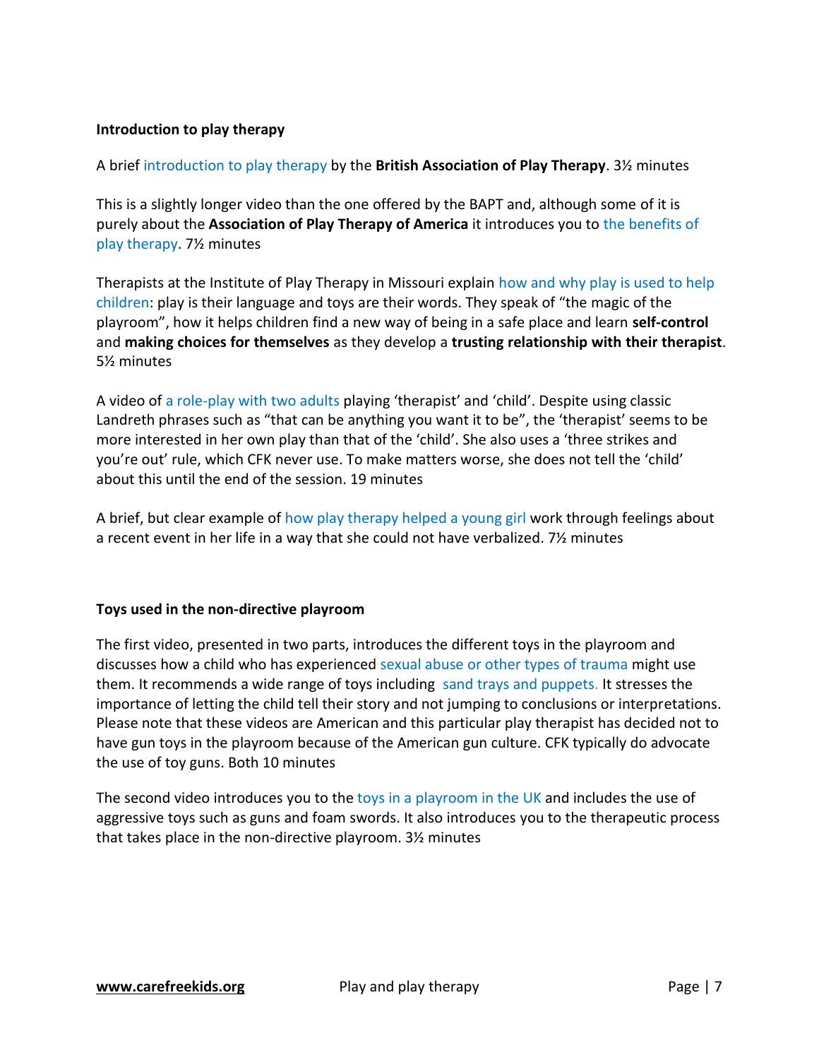**Introduction to play therapy**

A brief introduction to play therapy by the **British Association of Play Therapy**. 3½ minutes

This is a slightly longer video than the one offered by the BAPT and, although some of it is purely about the **Association of Play Therapy of America** it introduces you to the benefits of play therapy. 7½ minutes

Therapists at the Institute of Play Therapy in Missouri explain how and why play is used to help children: play is their language and toys are their words. They speak of "the magic of the playroom", how it helps children find a new way of being in a safe place and learn **self-control** and **making choices for themselves** as they develop a **trusting relationship with their therapist**. 5½ minutes

A video of a role-play with two adults playing 'therapist' and 'child'. Despite using classic Landreth phrases such as "that can be anything you want it to be", the 'therapist' seems to be more interested in her own play than that of the 'child'. She also uses a 'three strikes and you're out' rule, which CFK never use. To make matters worse, she does not tell the 'child' about this until the end of the session. 19 minutes

A brief, but clear example of how play therapy helped a young girl work through feelings about a recent event in her life in a way that she could not have verbalized. 7½ minutes

**Toys used in the non-directive playroom**

The first video, presented in two parts, introduces the different toys in the playroom and discusses how a child who has experienced sexual abuse or other types of trauma might use them. It recommends a wide range of toys including sand trays and puppets. It stresses the importance of letting the child tell their story and not jumping to conclusions or interpretations. Please note that these videos are American and this particular play therapist has decided not to have gun toys in the playroom because of the American gun culture. CFK typically do advocate the use of toy guns. Both 10 minutes

The second video introduces you to the toys in a playroom in the UK and includes the use of aggressive toys such as guns and foam swords. It also introduces you to the therapeutic process that takes place in the non-directive playroom. 3½ minutes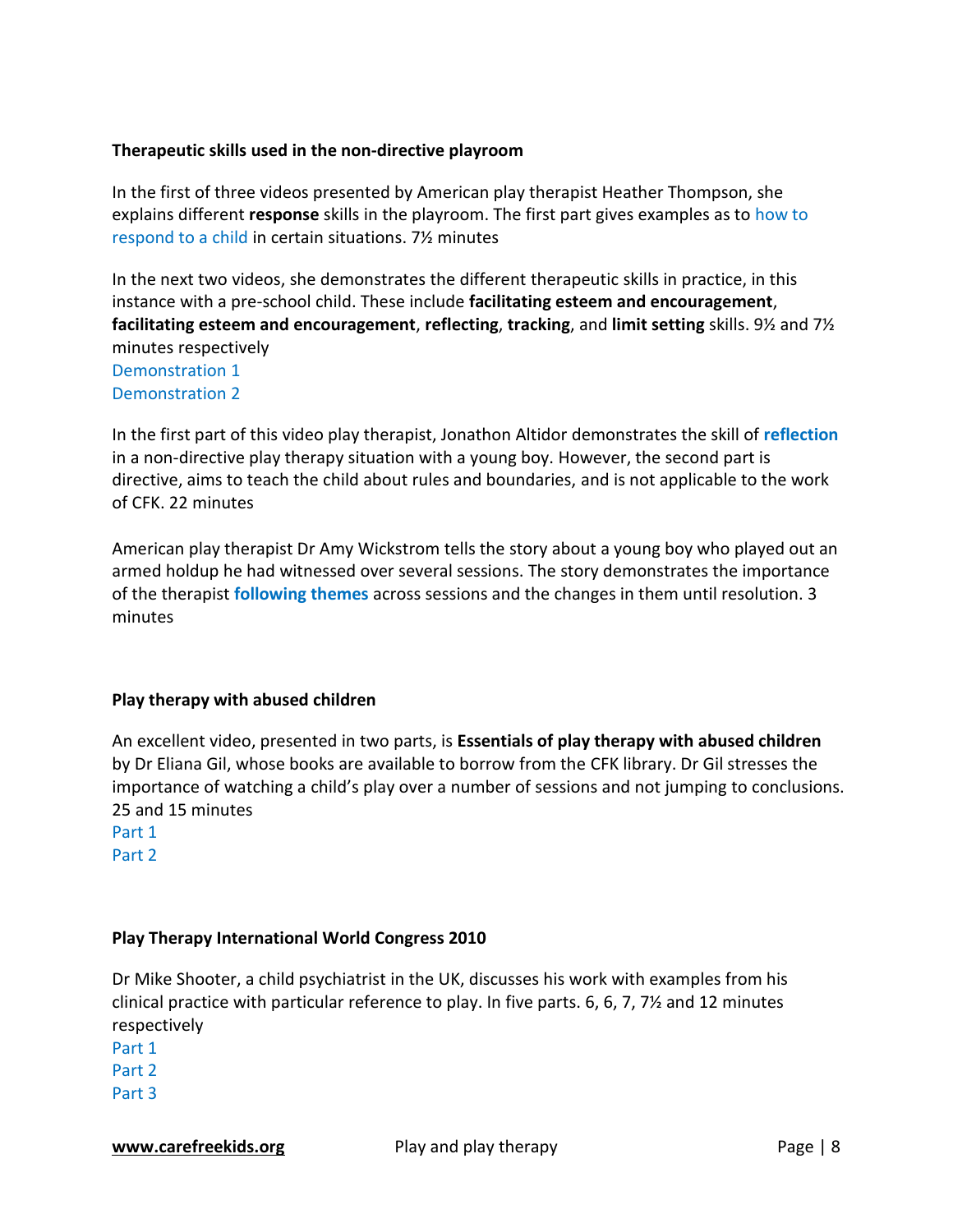**Therapeutic skills used in the non-directive playroom**

In the first of three videos presented by American play therapist Heather Thompson, she explains different **response** skills in the playroom. The first part gives examples as to how to respond to a child in certain situations. 7½ minutes

In the next two videos, she demonstrates the different therapeutic skills in practice, in this instance with a pre-school child. These include **facilitating esteem and encouragement**, **facilitating esteem and encouragement**, **reflecting**, **tracking**, and **limit setting** skills. 9½ and 7½ minutes respectively
Demonstration 1
Demonstration 2

In the first part of this video play therapist, Jonathon Altidor demonstrates the skill of **reflection** in a non-directive play therapy situation with a young boy. However, the second part is directive, aims to teach the child about rules and boundaries, and is not applicable to the work of CFK. 22 minutes

American play therapist Dr Amy Wickstrom tells the story about a young boy who played out an armed holdup he had witnessed over several sessions. The story demonstrates the importance of the therapist **following themes** across sessions and the changes in them until resolution. 3 minutes

**Play therapy with abused children**

An excellent video, presented in two parts, is **Essentials of play therapy with abused children** by Dr Eliana Gil, whose books are available to borrow from the CFK library. Dr Gil stresses the importance of watching a child's play over a number of sessions and not jumping to conclusions. 25 and 15 minutes
Part 1
Part 2

**Play Therapy International World Congress 2010**

Dr Mike Shooter, a child psychiatrist in the UK, discusses his work with examples from his clinical practice with particular reference to play. In five parts. 6, 6, 7, 7½ and 12 minutes respectively
Part 1
Part 2
Part 3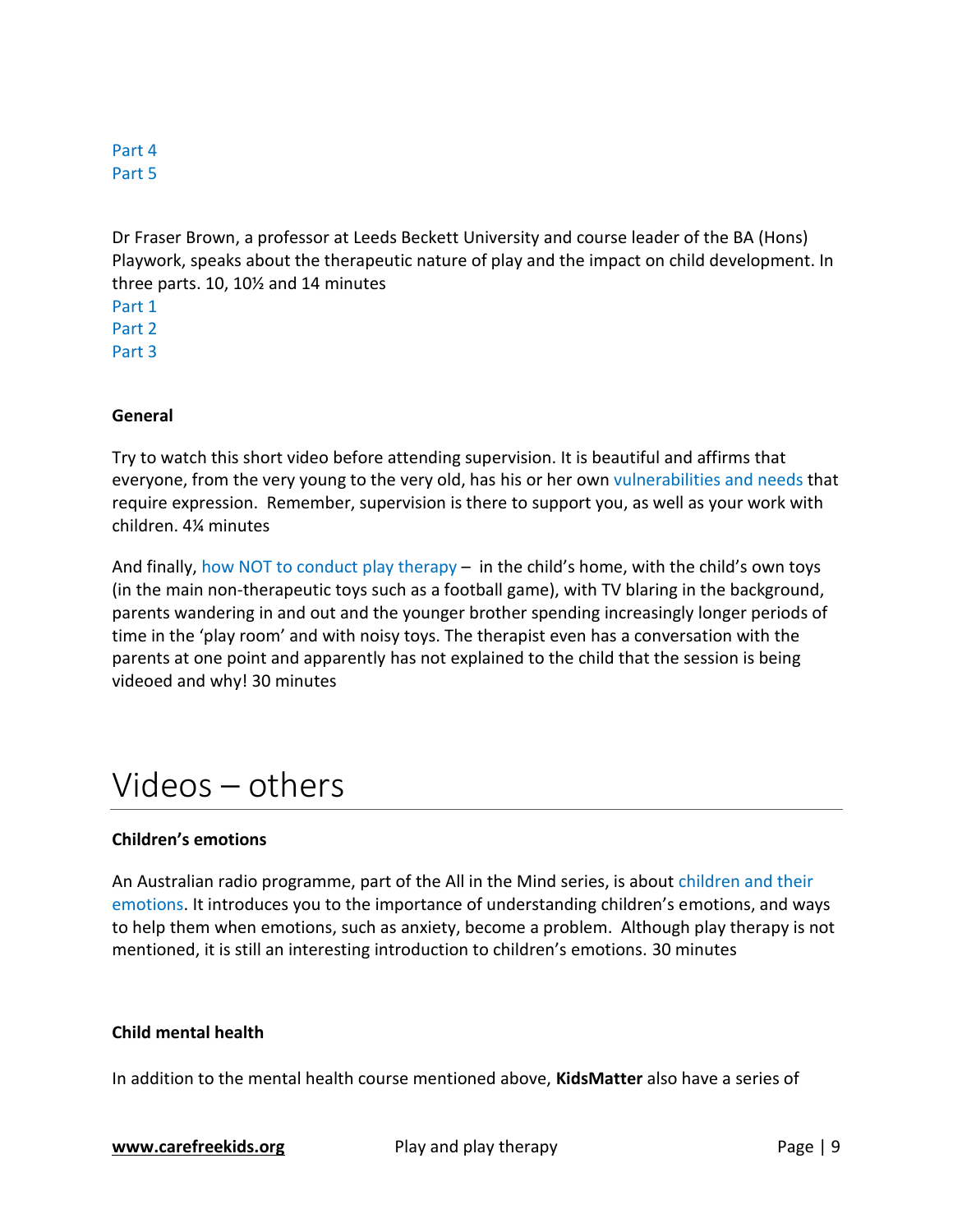Part 4
Part 5

Dr Fraser Brown, a professor at Leeds Beckett University and course leader of the BA (Hons) Playwork, speaks about the therapeutic nature of play and the impact on child development. In three parts. 10, 10½ and 14 minutes

Part 1
Part 2
Part 3

**General**

Try to watch this short video before attending supervision. It is beautiful and affirms that everyone, from the very young to the very old, has his or her own vulnerabilities and needs that require expression. Remember, supervision is there to support you, as well as your work with children. 4¼ minutes

And finally, how NOT to conduct play therapy – in the child's home, with the child's own toys (in the main non-therapeutic toys such as a football game), with TV blaring in the background, parents wandering in and out and the younger brother spending increasingly longer periods of time in the 'play room' and with noisy toys. The therapist even has a conversation with the parents at one point and apparently has not explained to the child that the session is being videoed and why! 30 minutes

# Videos – others

**Children's emotions**

An Australian radio programme, part of the All in the Mind series, is about children and their emotions. It introduces you to the importance of understanding children's emotions, and ways to help them when emotions, such as anxiety, become a problem. Although play therapy is not mentioned, it is still an interesting introduction to children's emotions. 30 minutes

**Child mental health**

In addition to the mental health course mentioned above, **KidsMatter** also have a series of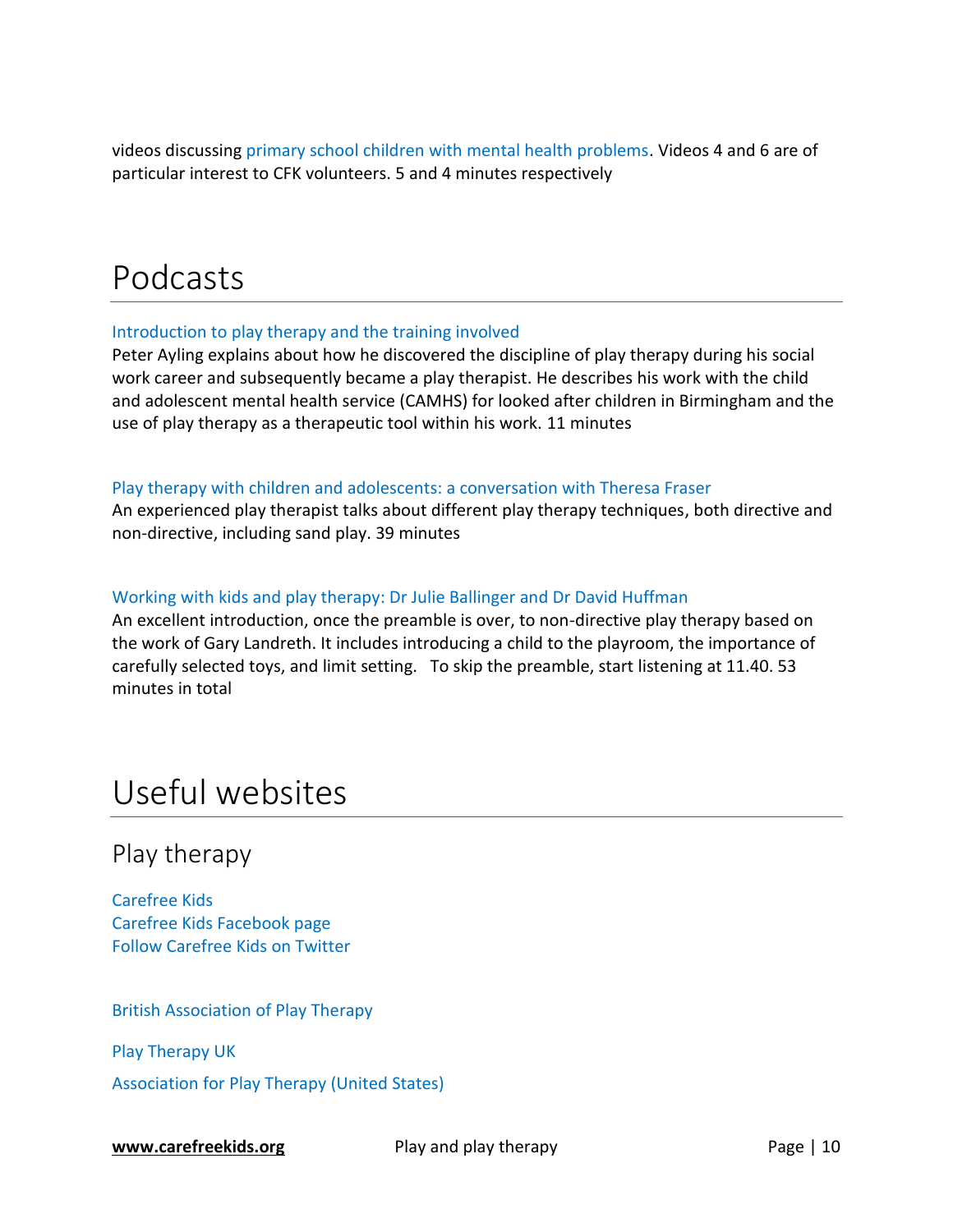videos discussing primary school children with mental health problems. Videos 4 and 6 are of particular interest to CFK volunteers. 5 and 4 minutes respectively

# Podcasts

Introduction to play therapy and the training involved
Peter Ayling explains about how he discovered the discipline of play therapy during his social work career and subsequently became a play therapist. He describes his work with the child and adolescent mental health service (CAMHS) for looked after children in Birmingham and the use of play therapy as a therapeutic tool within his work. 11 minutes

Play therapy with children and adolescents: a conversation with Theresa Fraser
An experienced play therapist talks about different play therapy techniques, both directive and non-directive, including sand play. 39 minutes

Working with kids and play therapy: Dr Julie Ballinger and Dr David Huffman
An excellent introduction, once the preamble is over, to non-directive play therapy based on the work of Gary Landreth. It includes introducing a child to the playroom, the importance of carefully selected toys, and limit setting. To skip the preamble, start listening at 11.40. 53 minutes in total

# Useful websites

## Play therapy

Carefree Kids
Carefree Kids Facebook page
Follow Carefree Kids on Twitter

British Association of Play Therapy

Play Therapy UK

Association for Play Therapy (United States)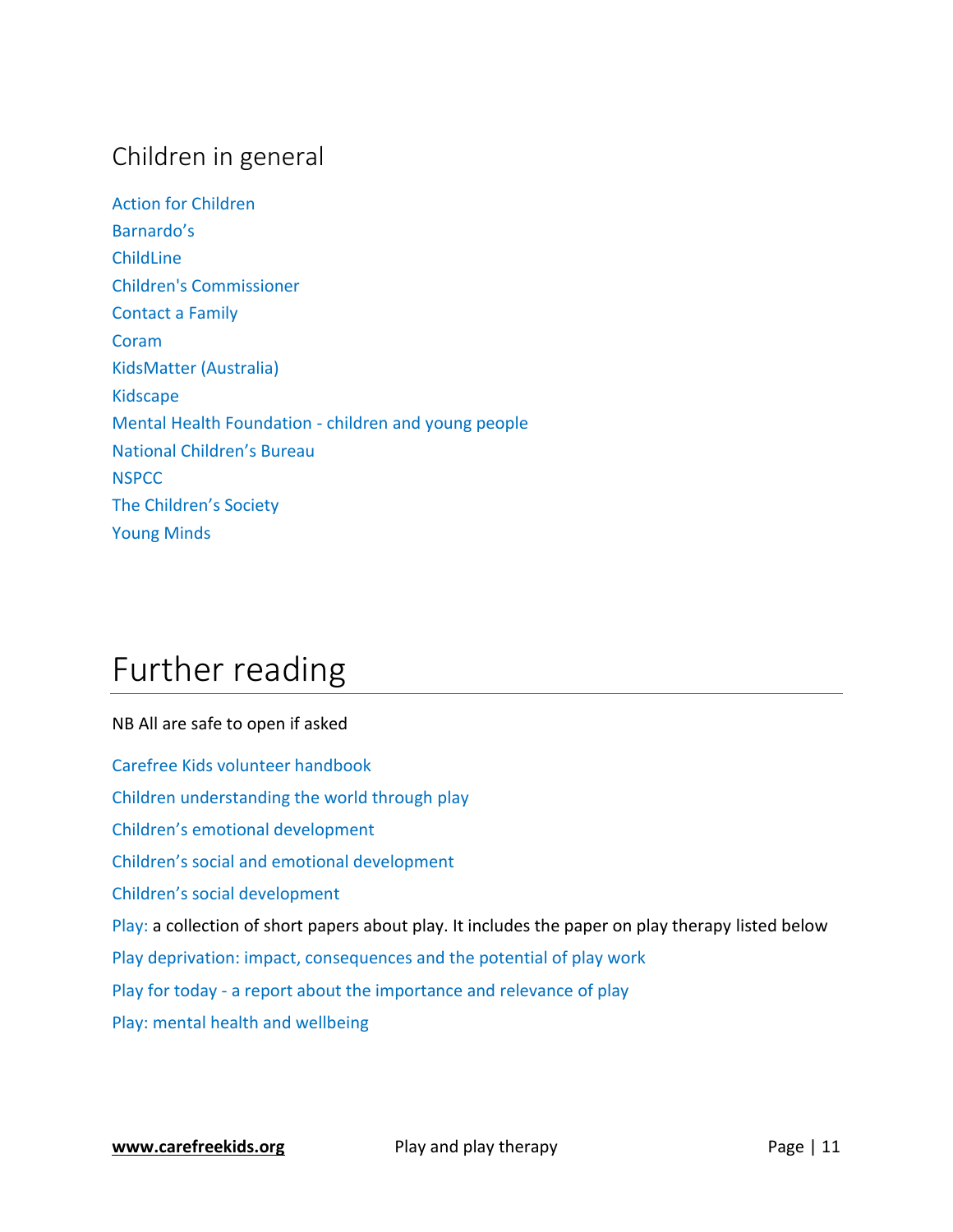## Children in general

Action for Children
Barnardo's
ChildLine
Children's Commissioner
Contact a Family
Coram
KidsMatter (Australia)
Kidscape
Mental Health Foundation - children and young people
National Children's Bureau
NSPCC
The Children's Society
Young Minds

# Further reading

NB All are safe to open if asked

Carefree Kids volunteer handbook

Children understanding the world through play

Children's emotional development

Children's social and emotional development

Children's social development

Play: a collection of short papers about play. It includes the paper on play therapy listed below

Play deprivation: impact, consequences and the potential of play work

Play for today - a report about the importance and relevance of play

Play: mental health and wellbeing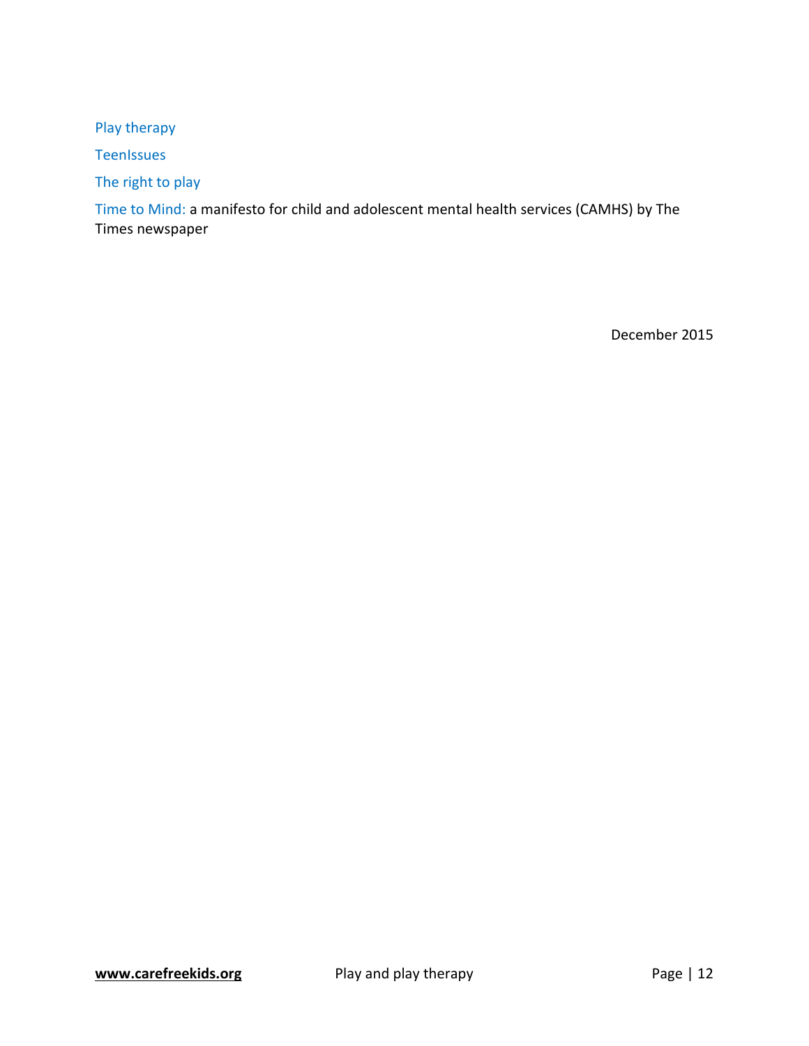Play therapy

TeenIssues

The right to play

Time to Mind: a manifesto for child and adolescent mental health services (CAMHS) by The Times newspaper

December 2015